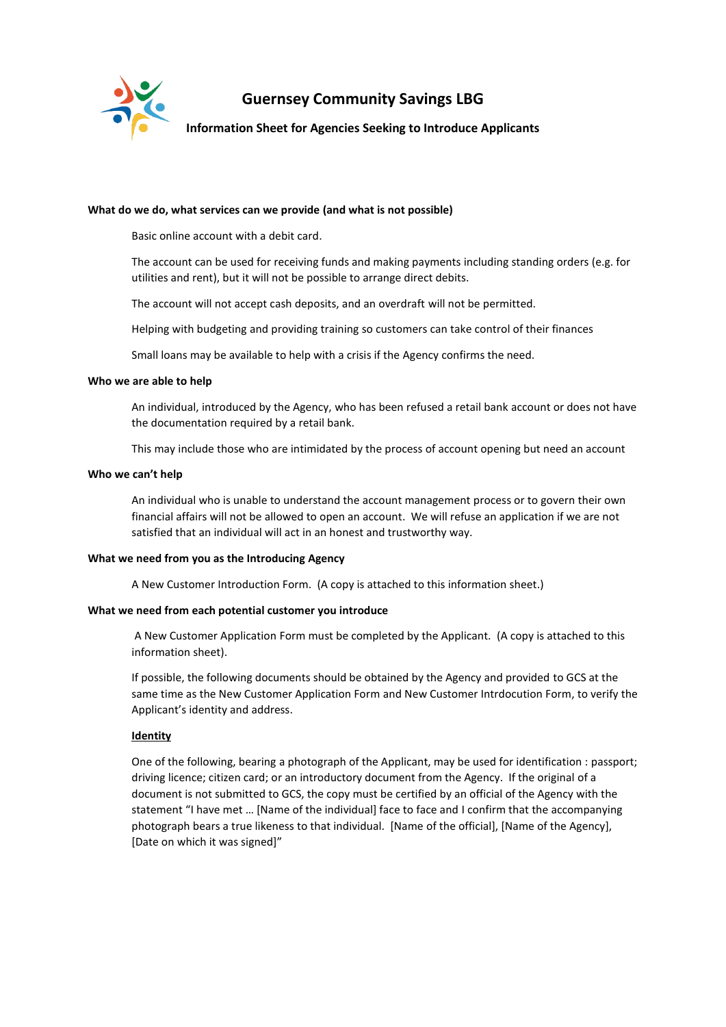# Guernsey Community Savings LBG

## Information Sheet for Agencies Seeking to Introduce Applicants

**What do we do, what services can we provide (and what is not possible)**

Basic online account with a debit card.

The account can be used for receiving funds and making payments including standing orders (e.g. for utilities and rent), but it will not be possible to arrange direct debits.

The account will not accept cash deposits, and an overdraft will not be permitted.

Helping with budgeting and providing training so customers can take control of their finances

Small loans may be available to help with a crisis if the Agency confirms the need.

**Who we are able to help**

An individual, introduced by the Agency, who has been refused a retail bank account or does not have the documentation required by a retail bank.

This may include those who are intimidated by the process of account opening but need an account

**Who we can't help**

An individual who is unable to understand the account management process or to govern their own financial affairs will not be allowed to open an account. We will refuse an application if we are not satisfied that an individual will act in an honest and trustworthy way.

**What we need from you as the Introducing Agency**

A New Customer Introduction Form. (A copy is attached to this information sheet.)

**What we need from each potential customer you introduce**

A New Customer Application Form must be completed by the Applicant. (A copy is attached to this information sheet).

If possible, the following documents should be obtained by the Agency and provided to GCS at the same time as the New Customer Application Form and New Customer Intrdocution Form, to verify the Applicant's identity and address.

**<u>Identity</u>**

One of the following, bearing a photograph of the Applicant, may be used for identification : passport; driving licence; citizen card; or an introductory document from the Agency. If the original of a document is not submitted to GCS, the copy must be certified by an official of the Agency with the statement "I have met … [Name of the individual] face to face and I confirm that the accompanying photograph bears a true likeness to that individual. [Name of the official], [Name of the Agency], [Date on which it was signed]"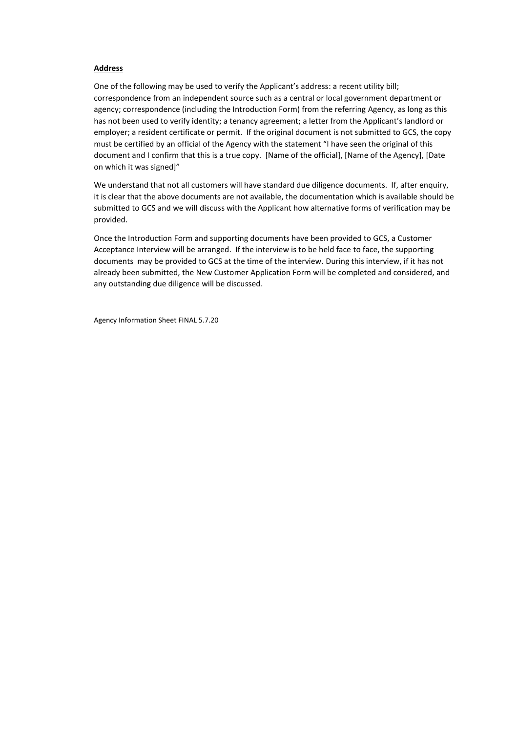**Address**

One of the following may be used to verify the Applicant's address: a recent utility bill; correspondence from an independent source such as a central or local government department or agency; correspondence (including the Introduction Form) from the referring Agency, as long as this has not been used to verify identity; a tenancy agreement; a letter from the Applicant's landlord or employer; a resident certificate or permit. If the original document is not submitted to GCS, the copy must be certified by an official of the Agency with the statement "I have seen the original of this document and I confirm that this is a true copy. [Name of the official], [Name of the Agency], [Date on which it was signed]"

We understand that not all customers will have standard due diligence documents. If, after enquiry, it is clear that the above documents are not available, the documentation which is available should be submitted to GCS and we will discuss with the Applicant how alternative forms of verification may be provided.

Once the Introduction Form and supporting documents have been provided to GCS, a Customer Acceptance Interview will be arranged. If the interview is to be held face to face, the supporting documents may be provided to GCS at the time of the interview. During this interview, if it has not already been submitted, the New Customer Application Form will be completed and considered, and any outstanding due diligence will be discussed.

Agency Information Sheet FINAL 5.7.20